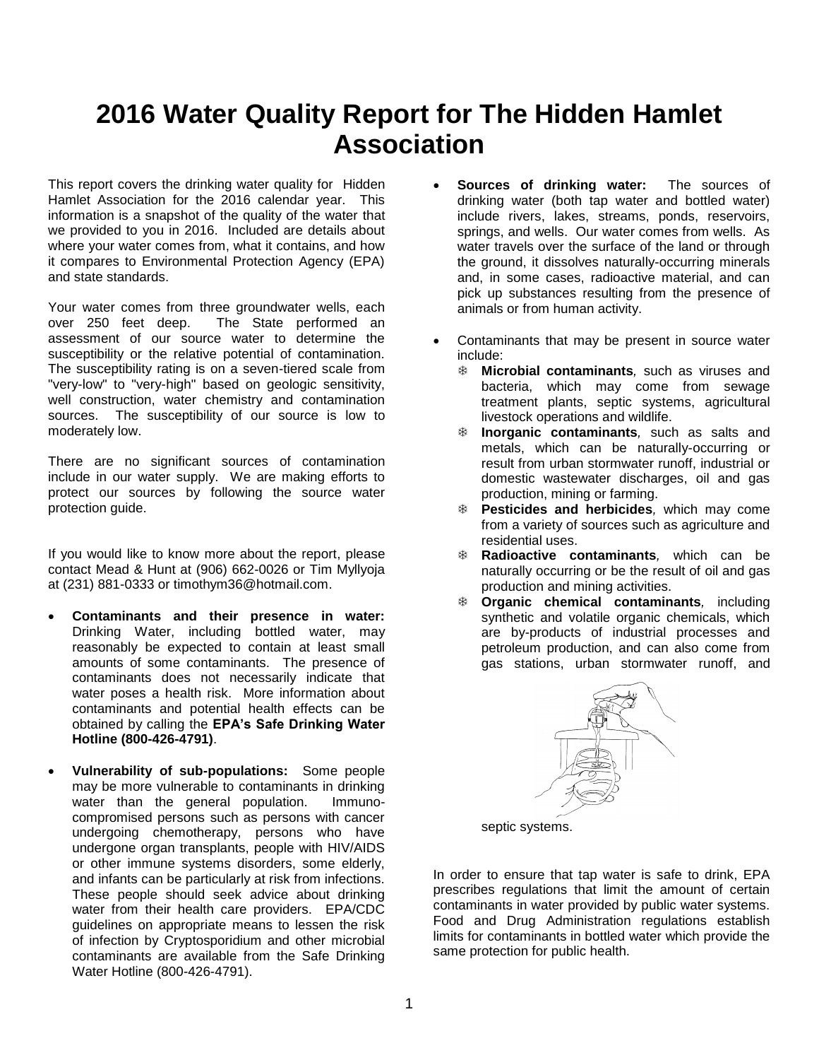# 2016 Water Quality Report for The Hidden Hamlet Association

This report covers the drinking water quality for Hidden Hamlet Association for the 2016 calendar year. This information is a snapshot of the quality of the water that we provided to you in 2016. Included are details about where your water comes from, what it contains, and how it compares to Environmental Protection Agency (EPA) and state standards.

Your water comes from three groundwater wells, each over 250 feet deep. The State performed an assessment of our source water to determine the susceptibility or the relative potential of contamination. The susceptibility rating is on a seven-tiered scale from "very-low" to "very-high" based on geologic sensitivity, well construction, water chemistry and contamination sources. The susceptibility of our source is low to moderately low.

There are no significant sources of contamination include in our water supply. We are making efforts to protect our sources by following the source water protection guide.

If you would like to know more about the report, please contact Mead & Hunt at (906) 662-0026 or Tim Myllyoja at (231) 881-0333 or timothym36@hotmail.com.

- **Contaminants and their presence in water:** Drinking Water, including bottled water, may reasonably be expected to contain at least small amounts of some contaminants. The presence of contaminants does not necessarily indicate that water poses a health risk. More information about contaminants and potential health effects can be obtained by calling the **EPA's Safe Drinking Water Hotline (800-426-4791)**.
- **Vulnerability of sub-populations:** Some people may be more vulnerable to contaminants in drinking water than the general population. Immuno-compromised persons such as persons with cancer undergoing chemotherapy, persons who have undergone organ transplants, people with HIV/AIDS or other immune systems disorders, some elderly, and infants can be particularly at risk from infections. These people should seek advice about drinking water from their health care providers. EPA/CDC guidelines on appropriate means to lessen the risk of infection by Cryptosporidium and other microbial contaminants are available from the Safe Drinking Water Hotline (800-426-4791).
- **Sources of drinking water:** The sources of drinking water (both tap water and bottled water) include rivers, lakes, streams, ponds, reservoirs, springs, and wells. Our water comes from wells. As water travels over the surface of the land or through the ground, it dissolves naturally-occurring minerals and, in some cases, radioactive material, and can pick up substances resulting from the presence of animals or from human activity.
- Contaminants that may be present in source water include:
  - **Microbial contaminants**, such as viruses and bacteria, which may come from sewage treatment plants, septic systems, agricultural livestock operations and wildlife.
  - **Inorganic contaminants**, such as salts and metals, which can be naturally-occurring or result from urban stormwater runoff, industrial or domestic wastewater discharges, oil and gas production, mining or farming.
  - **Pesticides and herbicides**, which may come from a variety of sources such as agriculture and residential uses.
  - **Radioactive contaminants**, which can be naturally occurring or be the result of oil and gas production and mining activities.
  - **Organic chemical contaminants**, including synthetic and volatile organic chemicals, which are by-products of industrial processes and petroleum production, and can also come from gas stations, urban stormwater runoff, and septic systems.

In order to ensure that tap water is safe to drink, EPA prescribes regulations that limit the amount of certain contaminants in water provided by public water systems. Food and Drug Administration regulations establish limits for contaminants in bottled water which provide the same protection for public health.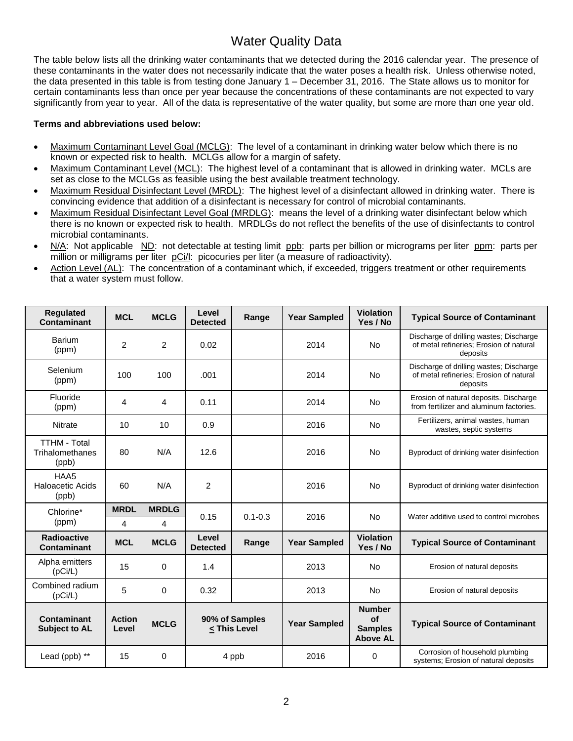# Water Quality Data

The table below lists all the drinking water contaminants that we detected during the 2016 calendar year. The presence of these contaminants in the water does not necessarily indicate that the water poses a health risk. Unless otherwise noted, the data presented in this table is from testing done January 1 – December 31, 2016. The State allows us to monitor for certain contaminants less than once per year because the concentrations of these contaminants are not expected to vary significantly from year to year. All of the data is representative of the water quality, but some are more than one year old.

**Terms and abbreviations used below:**

- Maximum Contaminant Level Goal (MCLG): The level of a contaminant in drinking water below which there is no known or expected risk to health. MCLGs allow for a margin of safety.
- Maximum Contaminant Level (MCL): The highest level of a contaminant that is allowed in drinking water. MCLs are set as close to the MCLGs as feasible using the best available treatment technology.
- Maximum Residual Disinfectant Level (MRDL): The highest level of a disinfectant allowed in drinking water. There is convincing evidence that addition of a disinfectant is necessary for control of microbial contaminants.
- Maximum Residual Disinfectant Level Goal (MRDLG): means the level of a drinking water disinfectant below which there is no known or expected risk to health. MRDLGs do not reflect the benefits of the use of disinfectants to control microbial contaminants.
- N/A: Not applicable ND: not detectable at testing limit ppb: parts per billion or micrograms per liter ppm: parts per million or milligrams per liter pCi/l: picocuries per liter (a measure of radioactivity).
- Action Level (AL): The concentration of a contaminant which, if exceeded, triggers treatment or other requirements that a water system must follow.

| Regulated Contaminant | MCL | MCLG | Level Detected | Range | Year Sampled | Violation Yes / No | Typical Source of Contaminant |
|---|---|---|---|---|---|---|---|
| Barium (ppm) | 2 | 2 | 0.02 | | 2014 | No | Discharge of drilling wastes; Discharge of metal refineries; Erosion of natural deposits |
| Selenium (ppm) | 100 | 100 | .001 | | 2014 | No | Discharge of drilling wastes; Discharge of metal refineries; Erosion of natural deposits |
| Fluoride (ppm) | 4 | 4 | 0.11 | | 2014 | No | Erosion of natural deposits. Discharge from fertilizer and aluminum factories. |
| Nitrate | 10 | 10 | 0.9 | | 2016 | No | Fertilizers, animal wastes, human wastes, septic systems |
| TTHM - Total Trihalomethanes (ppb) | 80 | N/A | 12.6 | | 2016 | No | Byproduct of drinking water disinfection |
| HAA5 Haloacetic Acids (ppb) | 60 | N/A | 2 | | 2016 | No | Byproduct of drinking water disinfection |
| Chlorine* (ppm) | **MRDL** 4 | **MRDLG** 4 | 0.15 | 0.1-0.3 | 2016 | No | Water additive used to control microbes |
| **Radioactive Contaminant** | **MCL** | **MCLG** | **Level Detected** | **Range** | **Year Sampled** | **Violation Yes / No** | **Typical Source of Contaminant** |
| Alpha emitters (pCi/L) | 15 | 0 | 1.4 | | 2013 | No | Erosion of natural deposits |
| Combined radium (pCi/L) | 5 | 0 | 0.32 | | 2013 | No | Erosion of natural deposits |
| **Contaminant Subject to AL** | **Action Level** | **MCLG** | **90% of Samples ≤ This Level** | | **Year Sampled** | **Number of Samples Above AL** | **Typical Source of Contaminant** |
| Lead (ppb) ** | 15 | 0 | 4 ppb | | 2016 | 0 | Corrosion of household plumbing systems; Erosion of natural deposits |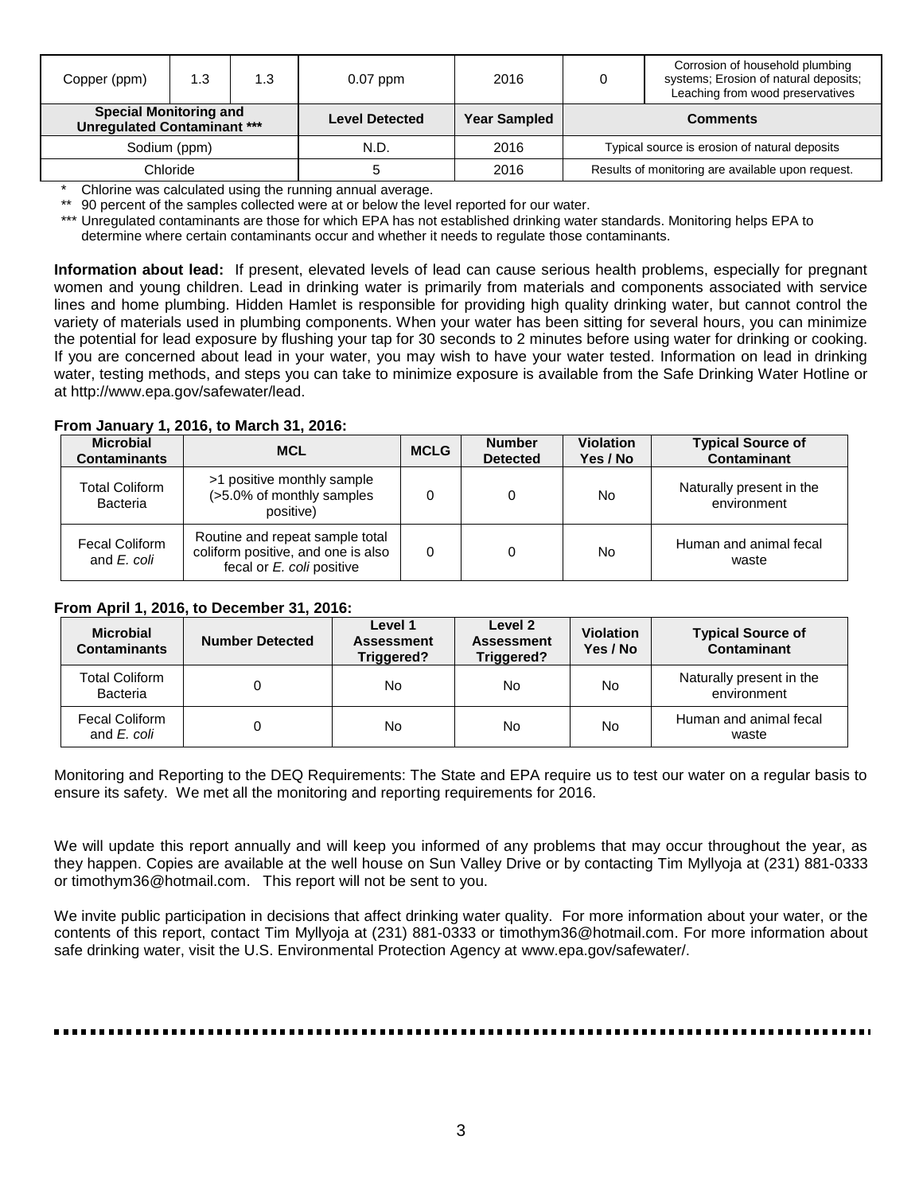| | | | | | | |
|---|---|---|---|---|---|---|
| Copper (ppm) | 1.3 | 1.3 | 0.07 ppm | 2016 | 0 | Corrosion of household plumbing systems; Erosion of natural deposits; Leaching from wood preservatives |
| **Special Monitoring and Unregulated Contaminant *** ** | | | **Level Detected** | **Year Sampled** | **Comments** | |
| Sodium (ppm) | | | N.D. | 2016 | Typical source is erosion of natural deposits | |
| Chloride | | | 5 | 2016 | Results of monitoring are available upon request. | |

\* Chlorine was calculated using the running annual average.

** 90 percent of the samples collected were at or below the level reported for our water.

*** Unregulated contaminants are those for which EPA has not established drinking water standards. Monitoring helps EPA to determine where certain contaminants occur and whether it needs to regulate those contaminants.

**Information about lead:** If present, elevated levels of lead can cause serious health problems, especially for pregnant women and young children. Lead in drinking water is primarily from materials and components associated with service lines and home plumbing. Hidden Hamlet is responsible for providing high quality drinking water, but cannot control the variety of materials used in plumbing components. When your water has been sitting for several hours, you can minimize the potential for lead exposure by flushing your tap for 30 seconds to 2 minutes before using water for drinking or cooking. If you are concerned about lead in your water, you may wish to have your water tested. Information on lead in drinking water, testing methods, and steps you can take to minimize exposure is available from the Safe Drinking Water Hotline or at http://www.epa.gov/safewater/lead.

**From January 1, 2016, to March 31, 2016:**

| Microbial Contaminants | MCL | MCLG | Number Detected | Violation Yes / No | Typical Source of Contaminant |
|---|---|---|---|---|---|
| Total Coliform Bacteria | >1 positive monthly sample (>5.0% of monthly samples positive) | 0 | 0 | No | Naturally present in the environment |
| Fecal Coliform and *E. coli* | Routine and repeat sample total coliform positive, and one is also fecal or *E. coli* positive | 0 | 0 | No | Human and animal fecal waste |

**From April 1, 2016, to December 31, 2016:**

| Microbial Contaminants | Number Detected | Level 1 Assessment Triggered? | Level 2 Assessment Triggered? | Violation Yes / No | Typical Source of Contaminant |
|---|---|---|---|---|---|
| Total Coliform Bacteria | 0 | No | No | No | Naturally present in the environment |
| Fecal Coliform and *E. coli* | 0 | No | No | No | Human and animal fecal waste |

Monitoring and Reporting to the DEQ Requirements: The State and EPA require us to test our water on a regular basis to ensure its safety. We met all the monitoring and reporting requirements for 2016.

We will update this report annually and will keep you informed of any problems that may occur throughout the year, as they happen. Copies are available at the well house on Sun Valley Drive or by contacting Tim Myllyoja at (231) 881-0333 or timothym36@hotmail.com. This report will not be sent to you.

We invite public participation in decisions that affect drinking water quality. For more information about your water, or the contents of this report, contact Tim Myllyoja at (231) 881-0333 or timothym36@hotmail.com. For more information about safe drinking water, visit the U.S. Environmental Protection Agency at www.epa.gov/safewater/.